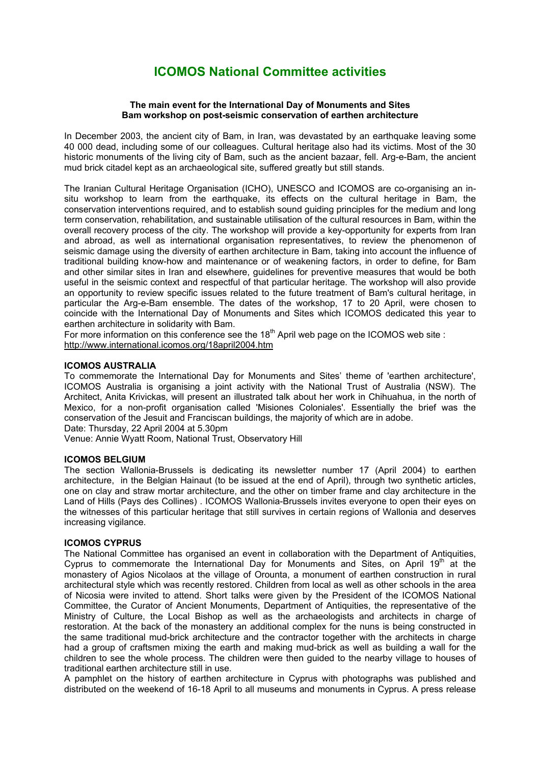# ICOMOS National Committee activities

**The main event for the International Day of Monuments and Sites**
**Bam workshop on post-seismic conservation of earthen architecture**

In December 2003, the ancient city of Bam, in Iran, was devastated by an earthquake leaving some 40 000 dead, including some of our colleagues. Cultural heritage also had its victims. Most of the 30 historic monuments of the living city of Bam, such as the ancient bazaar, fell. Arg-e-Bam, the ancient mud brick citadel kept as an archaeological site, suffered greatly but still stands.

The Iranian Cultural Heritage Organisation (ICHO), UNESCO and ICOMOS are co-organising an in-situ workshop to learn from the earthquake, its effects on the cultural heritage in Bam, the conservation interventions required, and to establish sound guiding principles for the medium and long term conservation, rehabilitation, and sustainable utilisation of the cultural resources in Bam, within the overall recovery process of the city. The workshop will provide a key-opportunity for experts from Iran and abroad, as well as international organisation representatives, to review the phenomenon of seismic damage using the diversity of earthen architecture in Bam, taking into account the influence of traditional building know-how and maintenance or of weakening factors, in order to define, for Bam and other similar sites in Iran and elsewhere, guidelines for preventive measures that would be both useful in the seismic context and respectful of that particular heritage. The workshop will also provide an opportunity to review specific issues related to the future treatment of Bam's cultural heritage, in particular the Arg-e-Bam ensemble. The dates of the workshop, 17 to 20 April, were chosen to coincide with the International Day of Monuments and Sites which ICOMOS dedicated this year to earthen architecture in solidarity with Bam.
For more information on this conference see the 18th April web page on the ICOMOS web site : http://www.international.icomos.org/18april2004.htm

### ICOMOS AUSTRALIA

To commemorate the International Day for Monuments and Sites' theme of 'earthen architecture', ICOMOS Australia is organising a joint activity with the National Trust of Australia (NSW). The Architect, Anita Krivickas, will present an illustrated talk about her work in Chihuahua, in the north of Mexico, for a non-profit organisation called 'Misiones Coloniales'. Essentially the brief was the conservation of the Jesuit and Franciscan buildings, the majority of which are in adobe.
Date: Thursday, 22 April 2004 at 5.30pm
Venue: Annie Wyatt Room, National Trust, Observatory Hill

### ICOMOS BELGIUM

The section Wallonia-Brussels is dedicating its newsletter number 17 (April 2004) to earthen architecture, in the Belgian Hainaut (to be issued at the end of April), through two synthetic articles, one on clay and straw mortar architecture, and the other on timber frame and clay architecture in the Land of Hills (Pays des Collines) . ICOMOS Wallonia-Brussels invites everyone to open their eyes on the witnesses of this particular heritage that still survives in certain regions of Wallonia and deserves increasing vigilance.

### ICOMOS CYPRUS

The National Committee has organised an event in collaboration with the Department of Antiquities, Cyprus to commemorate the International Day for Monuments and Sites, on April 19th at the monastery of Agios Nicolaos at the village of Orounta, a monument of earthen construction in rural architectural style which was recently restored. Children from local as well as other schools in the area of Nicosia were invited to attend. Short talks were given by the President of the ICOMOS National Committee, the Curator of Ancient Monuments, Department of Antiquities, the representative of the Ministry of Culture, the Local Bishop as well as the archaeologists and architects in charge of restoration. At the back of the monastery an additional complex for the nuns is being constructed in the same traditional mud-brick architecture and the contractor together with the architects in charge had a group of craftsmen mixing the earth and making mud-brick as well as building a wall for the children to see the whole process. The children were then guided to the nearby village to houses of traditional earthen architecture still in use.
A pamphlet on the history of earthen architecture in Cyprus with photographs was published and distributed on the weekend of 16-18 April to all museums and monuments in Cyprus. A press release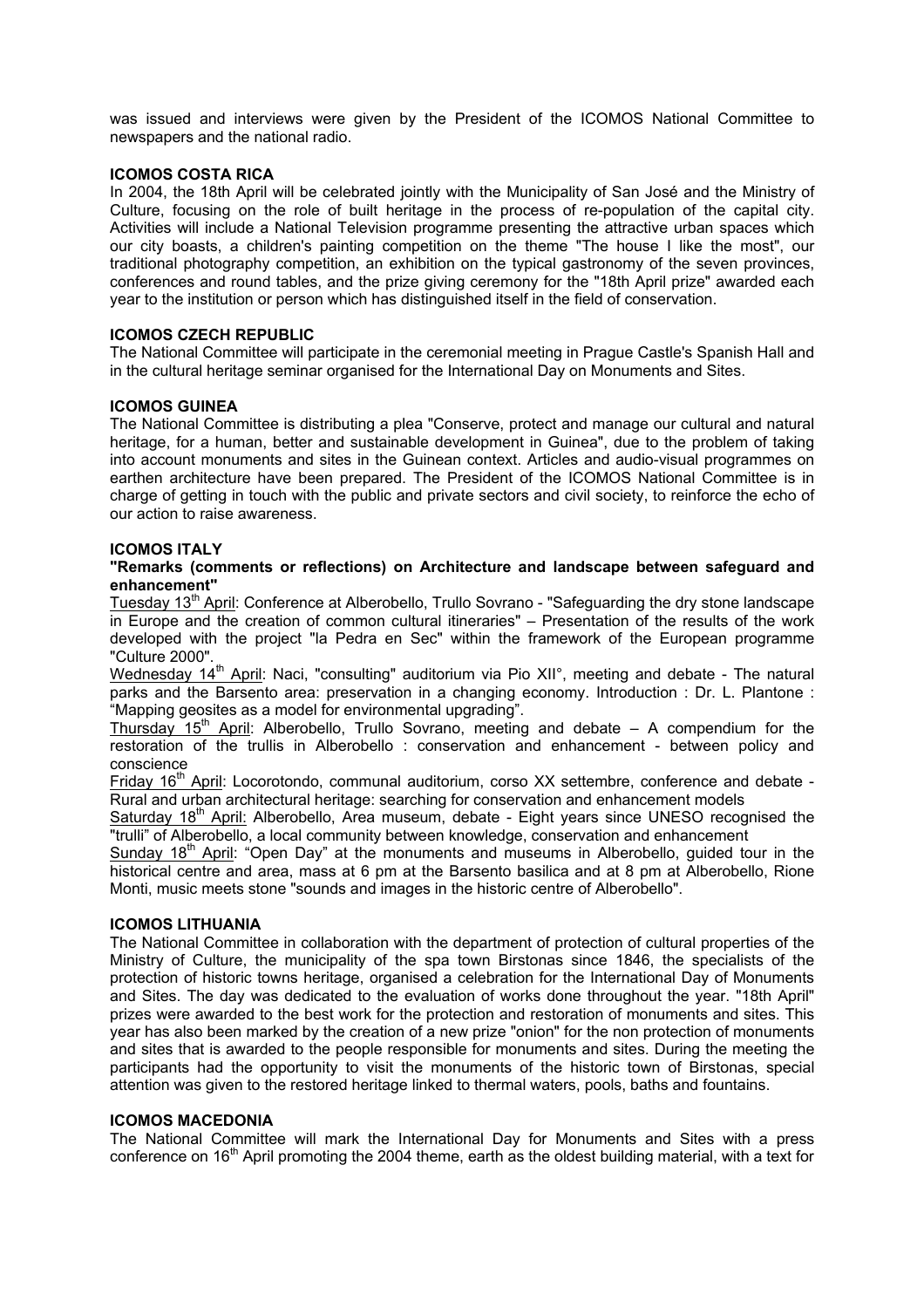was issued and interviews were given by the President of the ICOMOS National Committee to newspapers and the national radio.

**ICOMOS COSTA RICA**

In 2004, the 18th April will be celebrated jointly with the Municipality of San José and the Ministry of Culture, focusing on the role of built heritage in the process of re-population of the capital city. Activities will include a National Television programme presenting the attractive urban spaces which our city boasts, a children's painting competition on the theme "The house I like the most", our traditional photography competition, an exhibition on the typical gastronomy of the seven provinces, conferences and round tables, and the prize giving ceremony for the "18th April prize" awarded each year to the institution or person which has distinguished itself in the field of conservation.

**ICOMOS CZECH REPUBLIC**

The National Committee will participate in the ceremonial meeting in Prague Castle's Spanish Hall and in the cultural heritage seminar organised for the International Day on Monuments and Sites.

**ICOMOS GUINEA**

The National Committee is distributing a plea "Conserve, protect and manage our cultural and natural heritage, for a human, better and sustainable development in Guinea", due to the problem of taking into account monuments and sites in the Guinean context. Articles and audio-visual programmes on earthen architecture have been prepared. The President of the ICOMOS National Committee is in charge of getting in touch with the public and private sectors and civil society, to reinforce the echo of our action to raise awareness.

**ICOMOS ITALY**

**"Remarks (comments or reflections) on Architecture and landscape between safeguard and enhancement"**

Tuesday 13th April: Conference at Alberobello, Trullo Sovrano - "Safeguarding the dry stone landscape in Europe and the creation of common cultural itineraries" – Presentation of the results of the work developed with the project "la Pedra en Sec" within the framework of the European programme "Culture 2000".

Wednesday 14th April: Naci, "consulting" auditorium via Pio XII°, meeting and debate - The natural parks and the Barsento area: preservation in a changing economy. Introduction : Dr. L. Plantone : "Mapping geosites as a model for environmental upgrading".

Thursday 15th April: Alberobello, Trullo Sovrano, meeting and debate – A compendium for the restoration of the trullis in Alberobello : conservation and enhancement - between policy and conscience

Friday 16th April: Locorotondo, communal auditorium, corso XX settembre, conference and debate - Rural and urban architectural heritage: searching for conservation and enhancement models

Saturday 18th April: Alberobello, Area museum, debate - Eight years since UNESO recognised the "trulli" of Alberobello, a local community between knowledge, conservation and enhancement

Sunday 18th April: "Open Day" at the monuments and museums in Alberobello, guided tour in the historical centre and area, mass at 6 pm at the Barsento basilica and at 8 pm at Alberobello, Rione Monti, music meets stone "sounds and images in the historic centre of Alberobello".

**ICOMOS LITHUANIA**

The National Committee in collaboration with the department of protection of cultural properties of the Ministry of Culture, the municipality of the spa town Birstonas since 1846, the specialists of the protection of historic towns heritage, organised a celebration for the International Day of Monuments and Sites. The day was dedicated to the evaluation of works done throughout the year. "18th April" prizes were awarded to the best work for the protection and restoration of monuments and sites. This year has also been marked by the creation of a new prize "onion" for the non protection of monuments and sites that is awarded to the people responsible for monuments and sites. During the meeting the participants had the opportunity to visit the monuments of the historic town of Birstonas, special attention was given to the restored heritage linked to thermal waters, pools, baths and fountains.

**ICOMOS MACEDONIA**

The National Committee will mark the International Day for Monuments and Sites with a press conference on 16th April promoting the 2004 theme, earth as the oldest building material, with a text for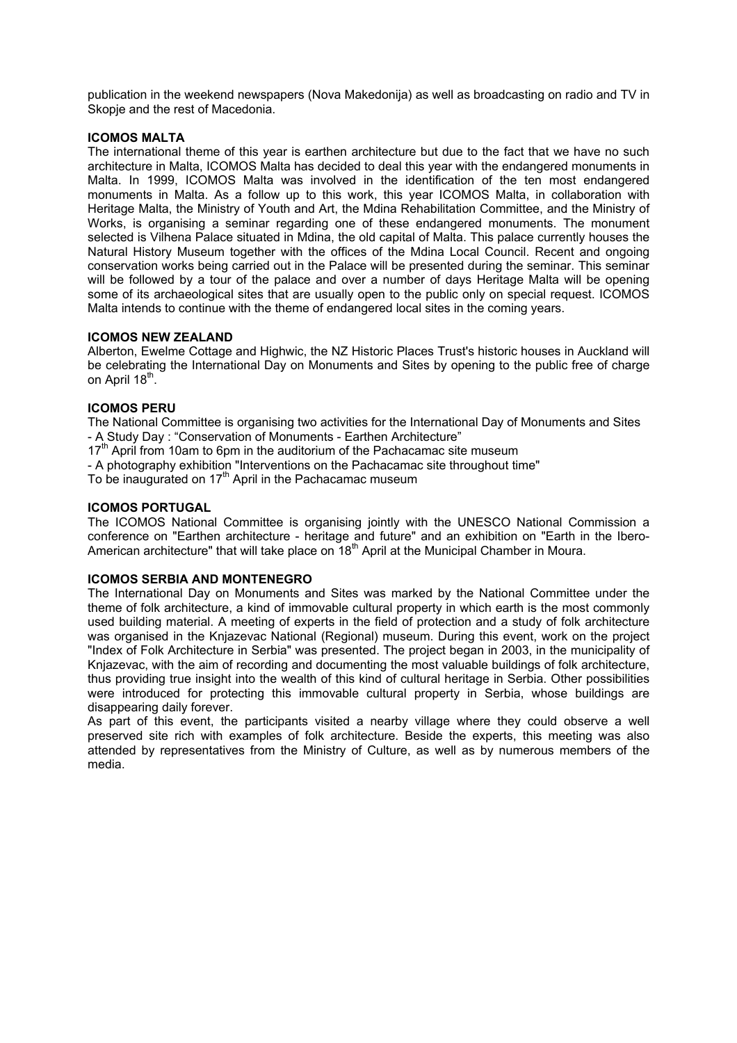publication in the weekend newspapers (Nova Makedonija) as well as broadcasting on radio and TV in Skopje and the rest of Macedonia.

**ICOMOS MALTA**

The international theme of this year is earthen architecture but due to the fact that we have no such architecture in Malta, ICOMOS Malta has decided to deal this year with the endangered monuments in Malta. In 1999, ICOMOS Malta was involved in the identification of the ten most endangered monuments in Malta. As a follow up to this work, this year ICOMOS Malta, in collaboration with Heritage Malta, the Ministry of Youth and Art, the Mdina Rehabilitation Committee, and the Ministry of Works, is organising a seminar regarding one of these endangered monuments. The monument selected is Vilhena Palace situated in Mdina, the old capital of Malta. This palace currently houses the Natural History Museum together with the offices of the Mdina Local Council. Recent and ongoing conservation works being carried out in the Palace will be presented during the seminar. This seminar will be followed by a tour of the palace and over a number of days Heritage Malta will be opening some of its archaeological sites that are usually open to the public only on special request. ICOMOS Malta intends to continue with the theme of endangered local sites in the coming years.

**ICOMOS NEW ZEALAND**

Alberton, Ewelme Cottage and Highwic, the NZ Historic Places Trust's historic houses in Auckland will be celebrating the International Day on Monuments and Sites by opening to the public free of charge on April 18th.

**ICOMOS PERU**

The National Committee is organising two activities for the International Day of Monuments and Sites

- A Study Day : "Conservation of Monuments - Earthen Architecture"

17th April from 10am to 6pm in the auditorium of the Pachacamac site museum

- A photography exhibition "Interventions on the Pachacamac site throughout time"

To be inaugurated on 17th April in the Pachacamac museum

**ICOMOS PORTUGAL**

The ICOMOS National Committee is organising jointly with the UNESCO National Commission a conference on "Earthen architecture - heritage and future" and an exhibition on "Earth in the Ibero-American architecture" that will take place on 18th April at the Municipal Chamber in Moura.

**ICOMOS SERBIA AND MONTENEGRO**

The International Day on Monuments and Sites was marked by the National Committee under the theme of folk architecture, a kind of immovable cultural property in which earth is the most commonly used building material. A meeting of experts in the field of protection and a study of folk architecture was organised in the Knjazevac National (Regional) museum. During this event, work on the project "Index of Folk Architecture in Serbia" was presented. The project began in 2003, in the municipality of Knjazevac, with the aim of recording and documenting the most valuable buildings of folk architecture, thus providing true insight into the wealth of this kind of cultural heritage in Serbia. Other possibilities were introduced for protecting this immovable cultural property in Serbia, whose buildings are disappearing daily forever.

As part of this event, the participants visited a nearby village where they could observe a well preserved site rich with examples of folk architecture. Beside the experts, this meeting was also attended by representatives from the Ministry of Culture, as well as by numerous members of the media.